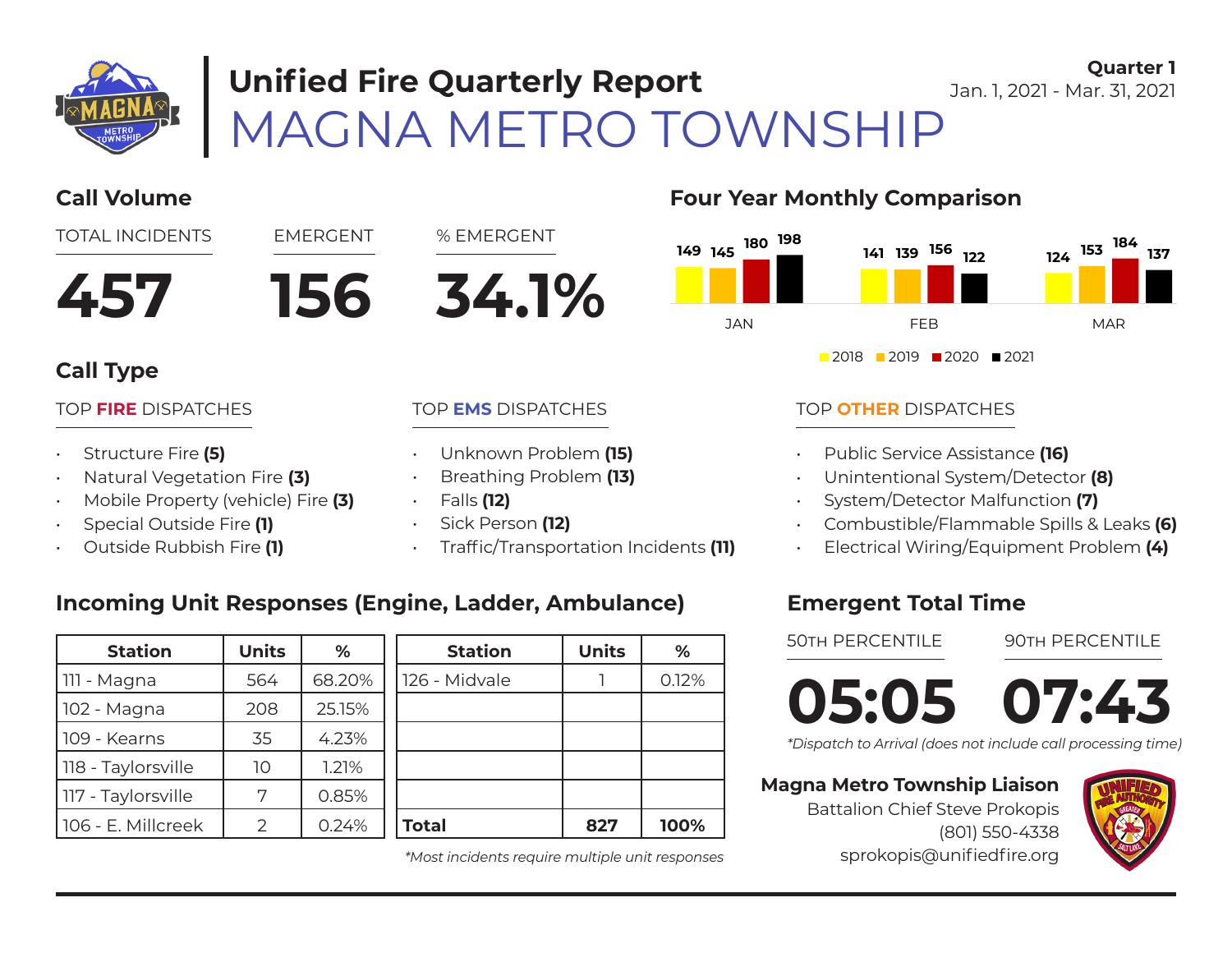# Unified Fire Quarterly Report

# MAGNA METRO TOWNSHIP

**Quarter 1**
Jan. 1, 2021 - Mar. 31, 2021

## Call Volume

| TOTAL INCIDENTS | EMERGENT | % EMERGENT |
|---|---|---|
| **457** | **156** | **34.1%** |

## Four Year Monthly Comparison

| Month | 2018 | 2019 | 2020 | 2021 |
|---|---|---|---|---|
| JAN | 149 | 145 | 180 | 198 |
| FEB | 141 | 139 | 156 | 122 |
| MAR | 124 | 153 | 184 | 137 |

## Call Type

### TOP FIRE DISPATCHES

- Structure Fire **(5)**
- Natural Vegetation Fire **(3)**
- Mobile Property (vehicle) Fire **(3)**
- Special Outside Fire **(1)**
- Outside Rubbish Fire **(1)**

### TOP EMS DISPATCHES

- Unknown Problem **(15)**
- Breathing Problem **(13)**
- Falls **(12)**
- Sick Person **(12)**
- Traffic/Transportation Incidents **(11)**

### TOP OTHER DISPATCHES

- Public Service Assistance **(16)**
- Unintentional System/Detector **(8)**
- System/Detector Malfunction **(7)**
- Combustible/Flammable Spills & Leaks **(6)**
- Electrical Wiring/Equipment Problem **(4)**

## Incoming Unit Responses (Engine, Ladder, Ambulance)

| Station | Units | % |
|---|---|---|
| 111 - Magna | 564 | 68.20% |
| 102 - Magna | 208 | 25.15% |
| 109 - Kearns | 35 | 4.23% |
| 118 - Taylorsville | 10 | 1.21% |
| 117 - Taylorsville | 7 | 0.85% |
| 106 - E. Millcreek | 2 | 0.24% |
| 126 - Midvale | 1 | 0.12% |
| **Total** | **827** | **100%** |

*\*Most incidents require multiple unit responses*

## Emergent Total Time

| 50TH PERCENTILE | 90TH PERCENTILE |
|---|---|
| **05:05** | **07:43** |

*\*Dispatch to Arrival (does not include call processing time)*

**Magna Metro Township Liaison**
Battalion Chief Steve Prokopis
(801) 550-4338
sprokopis@unifiedfire.org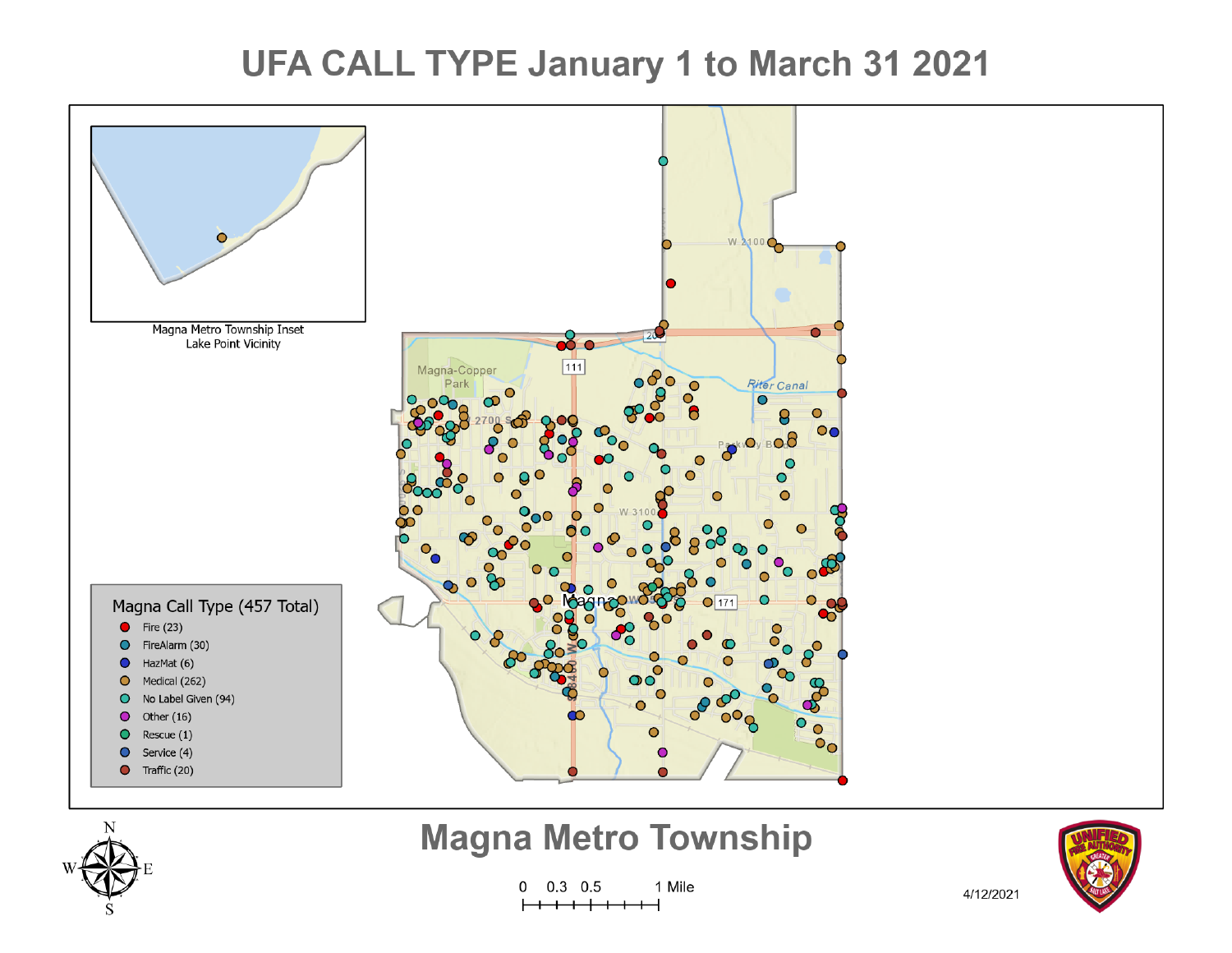# UFA CALL TYPE January 1 to March 31 2021

Magna Metro Township Inset
Lake Point Vicinity

**Magna Call Type (457 Total)**

- Fire (23)
- FireAlarm (30)
- HazMat (6)
- Medical (262)
- No Label Given (94)
- Other (16)
- Rescue (1)
- Service (4)
- Traffic (20)

## Magna Metro Township

0 0.3 0.5 1 Mile

4/12/2021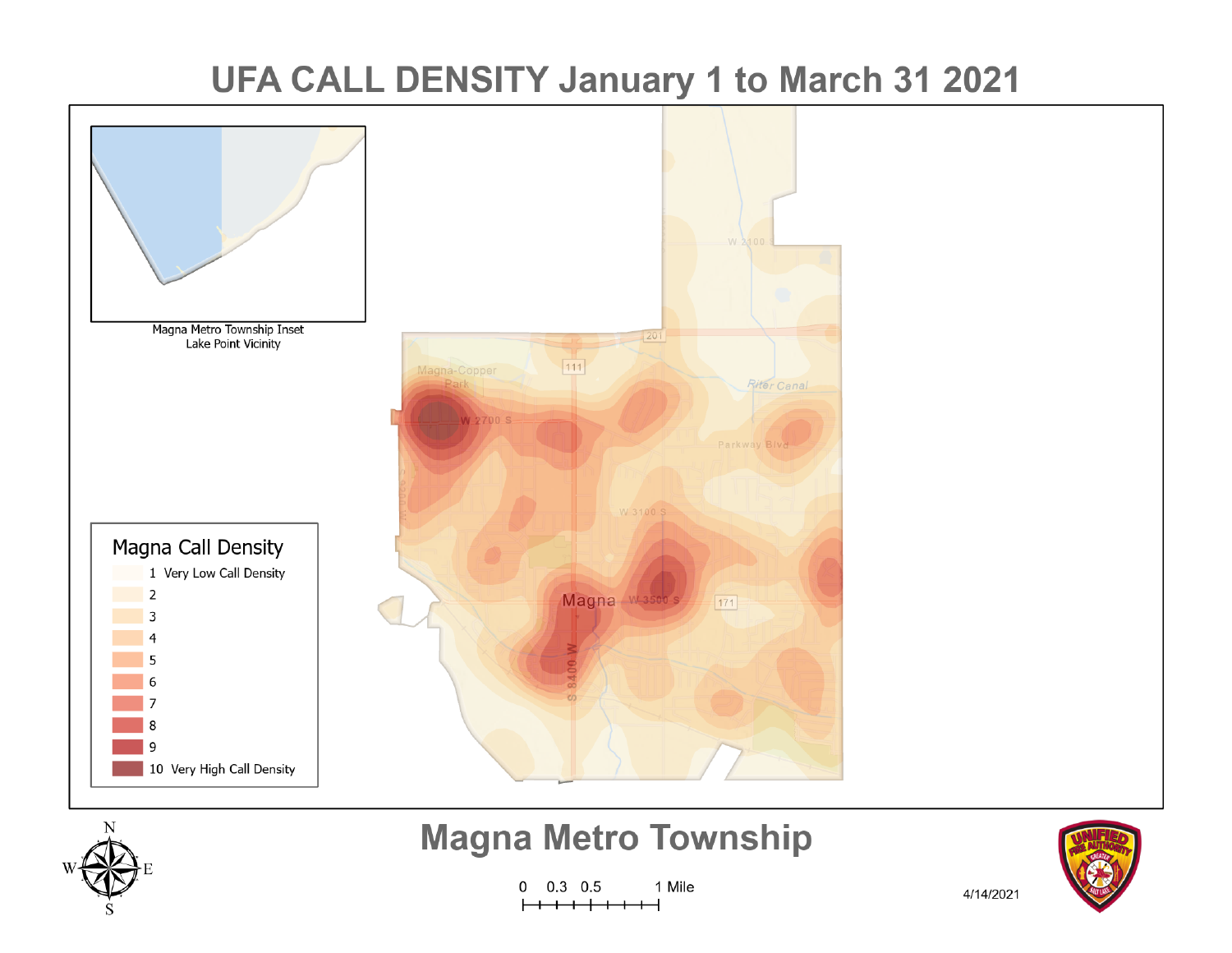# UFA CALL DENSITY January 1 to March 31 2021

Magna Metro Township Inset
Lake Point Vicinity

Magna-Copper Park

W 2700 S

W 2100 S

201

111

Riter Canal

Parkway Blvd

W 3100 S

Magna

W 3500 S

171

S 8400 W

Magna Call Density

1 Very Low Call Density
2
3
4
5
6
7
8
9
10 Very High Call Density

## Magna Metro Township

0 0.3 0.5 1 Mile

4/14/2021